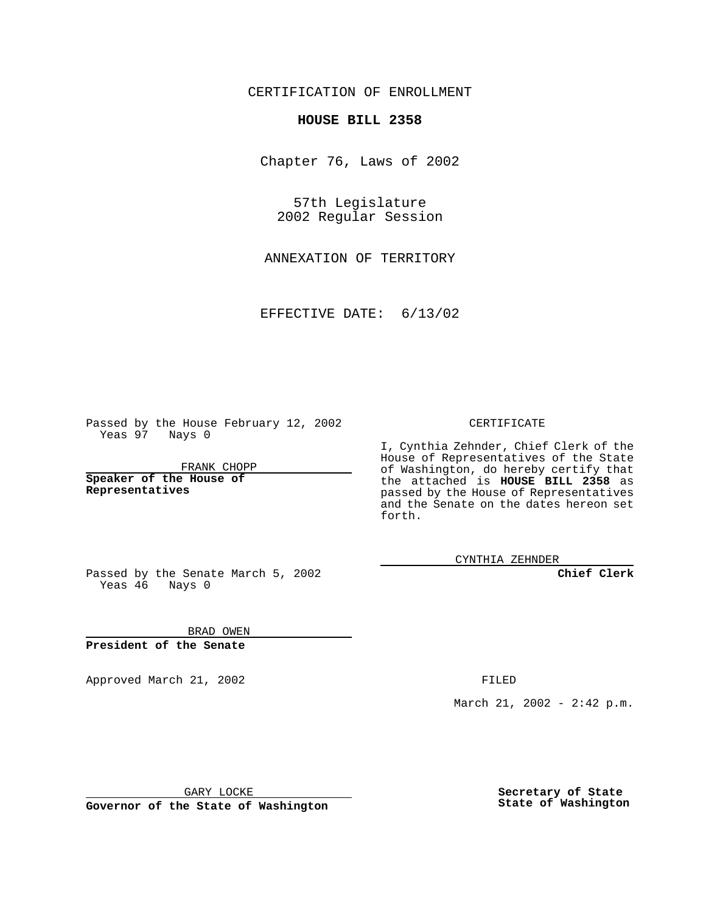CERTIFICATION OF ENROLLMENT

**HOUSE BILL 2358**

Chapter 76, Laws of 2002

57th Legislature
2002 Regular Session

ANNEXATION OF TERRITORY

EFFECTIVE DATE: 6/13/02

Passed by the House February 12, 2002
Yeas 97 Nays 0

FRANK CHOPP

**Speaker of the House of Representatives**

Passed by the Senate March 5, 2002
Yeas 46 Nays 0

BRAD OWEN

**President of the Senate**

Approved March 21, 2002

GARY LOCKE

**Governor of the State of Washington**

CERTIFICATE

I, Cynthia Zehnder, Chief Clerk of the House of Representatives of the State of Washington, do hereby certify that the attached is **HOUSE BILL 2358** as passed by the House of Representatives and the Senate on the dates hereon set forth.

CYNTHIA ZEHNDER

**Chief Clerk**

FILED

March 21, 2002 - 2:42 p.m.

**Secretary of State**
**State of Washington**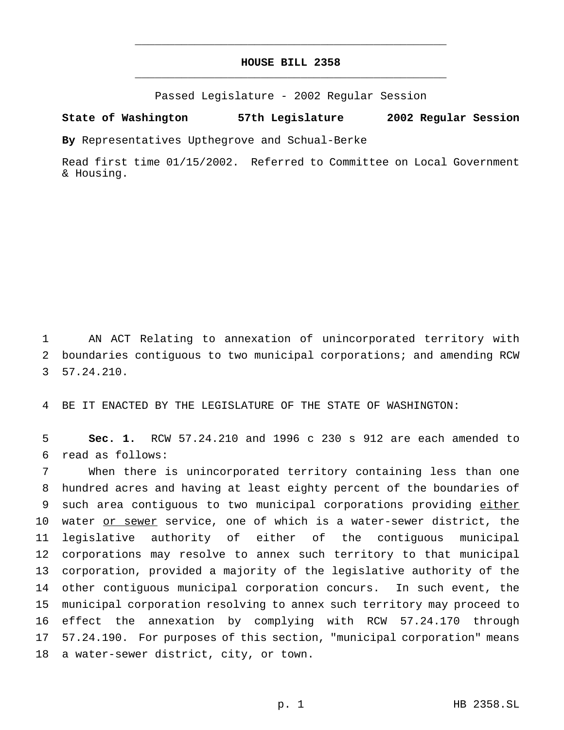# HOUSE BILL 2358

Passed Legislature - 2002 Regular Session

**State of Washington 57th Legislature 2002 Regular Session**

**By** Representatives Upthegrove and Schual-Berke

Read first time 01/15/2002. Referred to Committee on Local Government & Housing.

AN ACT Relating to annexation of unincorporated territory with boundaries contiguous to two municipal corporations; and amending RCW 57.24.210.

BE IT ENACTED BY THE LEGISLATURE OF THE STATE OF WASHINGTON:

**Sec. 1.** RCW 57.24.210 and 1996 c 230 s 912 are each amended to read as follows:

When there is unincorporated territory containing less than one hundred acres and having at least eighty percent of the boundaries of such area contiguous to two municipal corporations providing <u>either</u> water <u>or sewer</u> service, one of which is a water-sewer district, the legislative authority of either of the contiguous municipal corporations may resolve to annex such territory to that municipal corporation, provided a majority of the legislative authority of the other contiguous municipal corporation concurs. In such event, the municipal corporation resolving to annex such territory may proceed to effect the annexation by complying with RCW 57.24.170 through 57.24.190. For purposes of this section, "municipal corporation" means a water-sewer district, city, or town.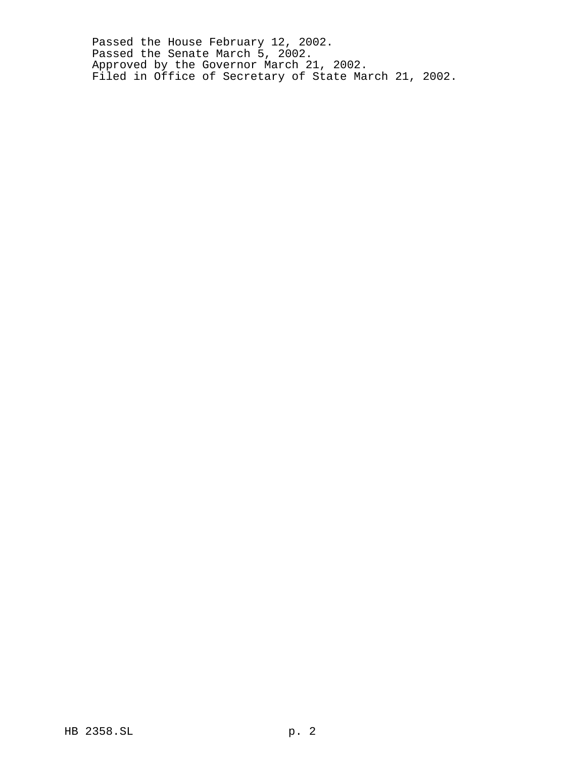Passed the House February 12, 2002.
Passed the Senate March 5, 2002.
Approved by the Governor March 21, 2002.
Filed in Office of Secretary of State March 21, 2002.